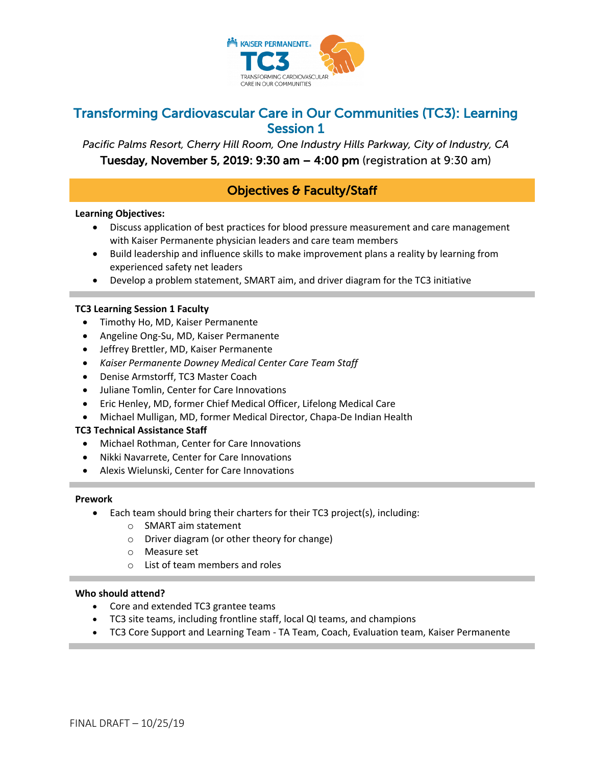KAISER PERMANENTE

TC3

TRANSFORMING CARDIOVASCULAR CARE IN OUR COMMUNITIES

# Transforming Cardiovascular Care in Our Communities (TC3): Learning Session 1

*Pacific Palms Resort, Cherry Hill Room, One Industry Hills Parkway, City of Industry, CA*

**Tuesday, November 5, 2019: 9:30 am – 4:00 pm** (registration at 9:30 am)

## Objectives & Faculty/Staff

**Learning Objectives:**

- Discuss application of best practices for blood pressure measurement and care management with Kaiser Permanente physician leaders and care team members
- Build leadership and influence skills to make improvement plans a reality by learning from experienced safety net leaders
- Develop a problem statement, SMART aim, and driver diagram for the TC3 initiative

**TC3 Learning Session 1 Faculty**

- Timothy Ho, MD, Kaiser Permanente
- Angeline Ong-Su, MD, Kaiser Permanente
- Jeffrey Brettler, MD, Kaiser Permanente
- *Kaiser Permanente Downey Medical Center Care Team Staff*
- Denise Armstorff, TC3 Master Coach
- Juliane Tomlin, Center for Care Innovations
- Eric Henley, MD, former Chief Medical Officer, Lifelong Medical Care
- Michael Mulligan, MD, former Medical Director, Chapa-De Indian Health

**TC3 Technical Assistance Staff**

- Michael Rothman, Center for Care Innovations
- Nikki Navarrete, Center for Care Innovations
- Alexis Wielunski, Center for Care Innovations

**Prework**

- Each team should bring their charters for their TC3 project(s), including:
  - SMART aim statement
  - Driver diagram (or other theory for change)
  - Measure set
  - List of team members and roles

**Who should attend?**

- Core and extended TC3 grantee teams
- TC3 site teams, including frontline staff, local QI teams, and champions
- TC3 Core Support and Learning Team - TA Team, Coach, Evaluation team, Kaiser Permanente

FINAL DRAFT – 10/25/19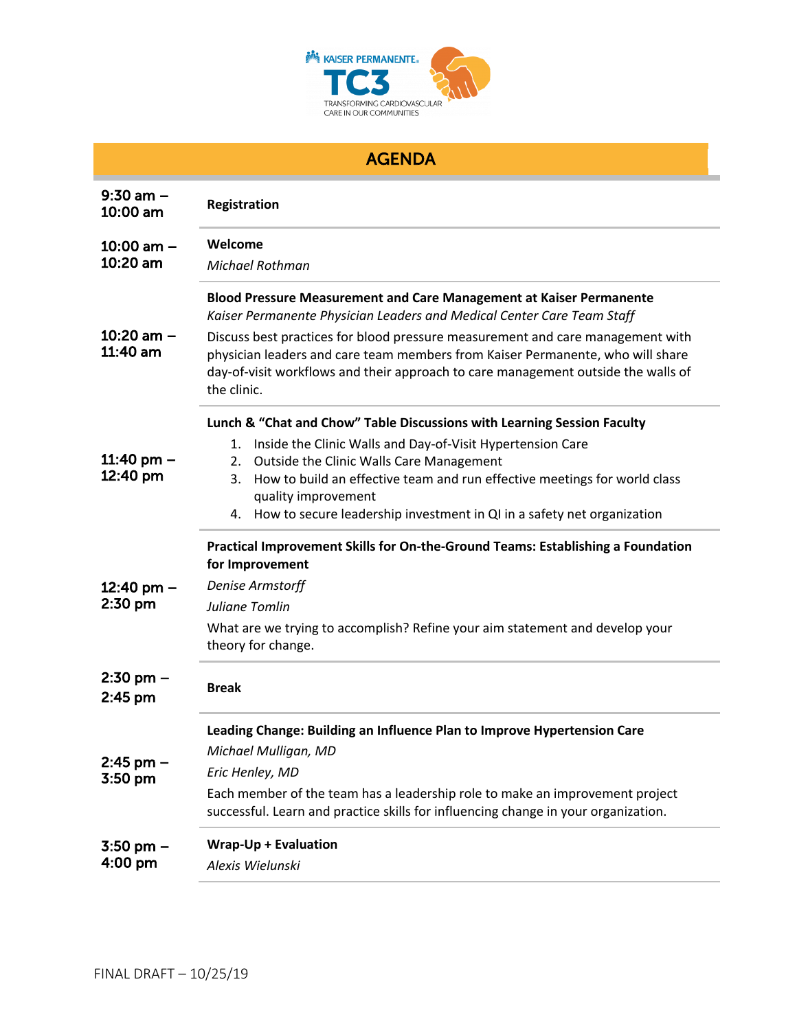KAISER PERMANENTE

TC3

TRANSFORMING CARDIOVASCULAR CARE IN OUR COMMUNITIES

## AGENDA

| | |
|---|---|
| 9:30 am – 10:00 am | **Registration** |
| 10:00 am – 10:20 am | **Welcome**<br>*Michael Rothman* |
| 10:20 am – 11:40 am | **Blood Pressure Measurement and Care Management at Kaiser Permanente**<br>*Kaiser Permanente Physician Leaders and Medical Center Care Team Staff*<br>Discuss best practices for blood pressure measurement and care management with physician leaders and care team members from Kaiser Permanente, who will share day-of-visit workflows and their approach to care management outside the walls of the clinic. |
| 11:40 pm – 12:40 pm | **Lunch & "Chat and Chow" Table Discussions with Learning Session Faculty**<br>1. Inside the Clinic Walls and Day-of-Visit Hypertension Care<br>2. Outside the Clinic Walls Care Management<br>3. How to build an effective team and run effective meetings for world class quality improvement<br>4. How to secure leadership investment in QI in a safety net organization |
| 12:40 pm – 2:30 pm | **Practical Improvement Skills for On-the-Ground Teams: Establishing a Foundation for Improvement**<br>*Denise Armstorff*<br>*Juliane Tomlin*<br>What are we trying to accomplish? Refine your aim statement and develop your theory for change. |
| 2:30 pm – 2:45 pm | **Break** |
| 2:45 pm – 3:50 pm | **Leading Change: Building an Influence Plan to Improve Hypertension Care**<br>*Michael Mulligan, MD*<br>*Eric Henley, MD*<br>Each member of the team has a leadership role to make an improvement project successful. Learn and practice skills for influencing change in your organization. |
| 3:50 pm – 4:00 pm | **Wrap-Up + Evaluation**<br>*Alexis Wielunski* |

FINAL DRAFT – 10/25/19